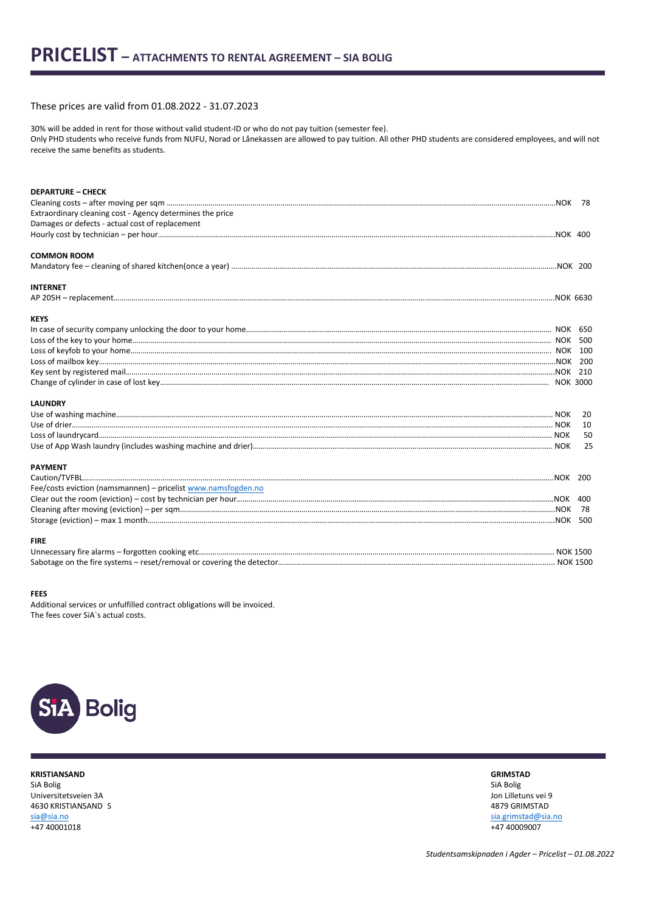# PRICELIST – ATTACHMENTS TO RENTAL AGREEMENT – SIA BOLIG

These prices are valid from 01.08.2022 - 31.07.2023

30% will be added in rent for those without valid student-ID or who do not pay tuition (semester fee).
Only PHD students who receive funds from NUFU, Norad or Lånekassen are allowed to pay tuition. All other PHD students are considered employees, and will not receive the same benefits as students.

**DEPARTURE – CHECK**

| | |
|---|---|
| Cleaning costs – after moving per sqm | NOK 78 |
| Extraordinary cleaning cost - Agency determines the price | |
| Damages or defects - actual cost of replacement | |
| Hourly cost by technician – per hour | NOK 400 |

**COMMON ROOM**

| | |
|---|---|
| Mandatory fee – cleaning of shared kitchen(once a year) | NOK 200 |

**INTERNET**

| | |
|---|---|
| AP 205H – replacement | NOK 6630 |

**KEYS**

| | |
|---|---|
| In case of security company unlocking the door to your home | NOK 650 |
| Loss of the key to your home | NOK 500 |
| Loss of keyfob to your home | NOK 100 |
| Loss of mailbox key | NOK 200 |
| Key sent by registered mail | NOK 210 |
| Change of cylinder in case of lost key | NOK 3000 |

**LAUNDRY**

| | |
|---|---|
| Use of washing machine | NOK 20 |
| Use of drier | NOK 10 |
| Loss of laundrycard | NOK 50 |
| Use of App Wash laundry (includes washing machine and drier) | NOK 25 |

**PAYMENT**

| | |
|---|---|
| Caution/TVFBL | NOK 200 |
| Fee/costs eviction (namsmannen) – pricelist www.namsfogden.no | |
| Clear out the room (eviction) – cost by technician per hour | NOK 400 |
| Cleaning after moving (eviction) – per sqm | NOK 78 |
| Storage (eviction) – max 1 month | NOK 500 |

**FIRE**

| | |
|---|---|
| Unnecessary fire alarms – forgotten cooking etc | NOK 1500 |
| Sabotage on the fire systems – reset/removal or covering the detector | NOK 1500 |

**FEES**

Additional services or unfulfilled contract obligations will be invoiced.
The fees cover SiA`s actual costs.

SiA Bolig

**KRISTIANSAND**
SiA Bolig
Universitetsveien 3A
4630 KRISTIANSAND S
sia@sia.no
+47 40001018

**GRIMSTAD**
SiA Bolig
Jon Lilletuns vei 9
4879 GRIMSTAD
sia.grimstad@sia.no
+47 40009007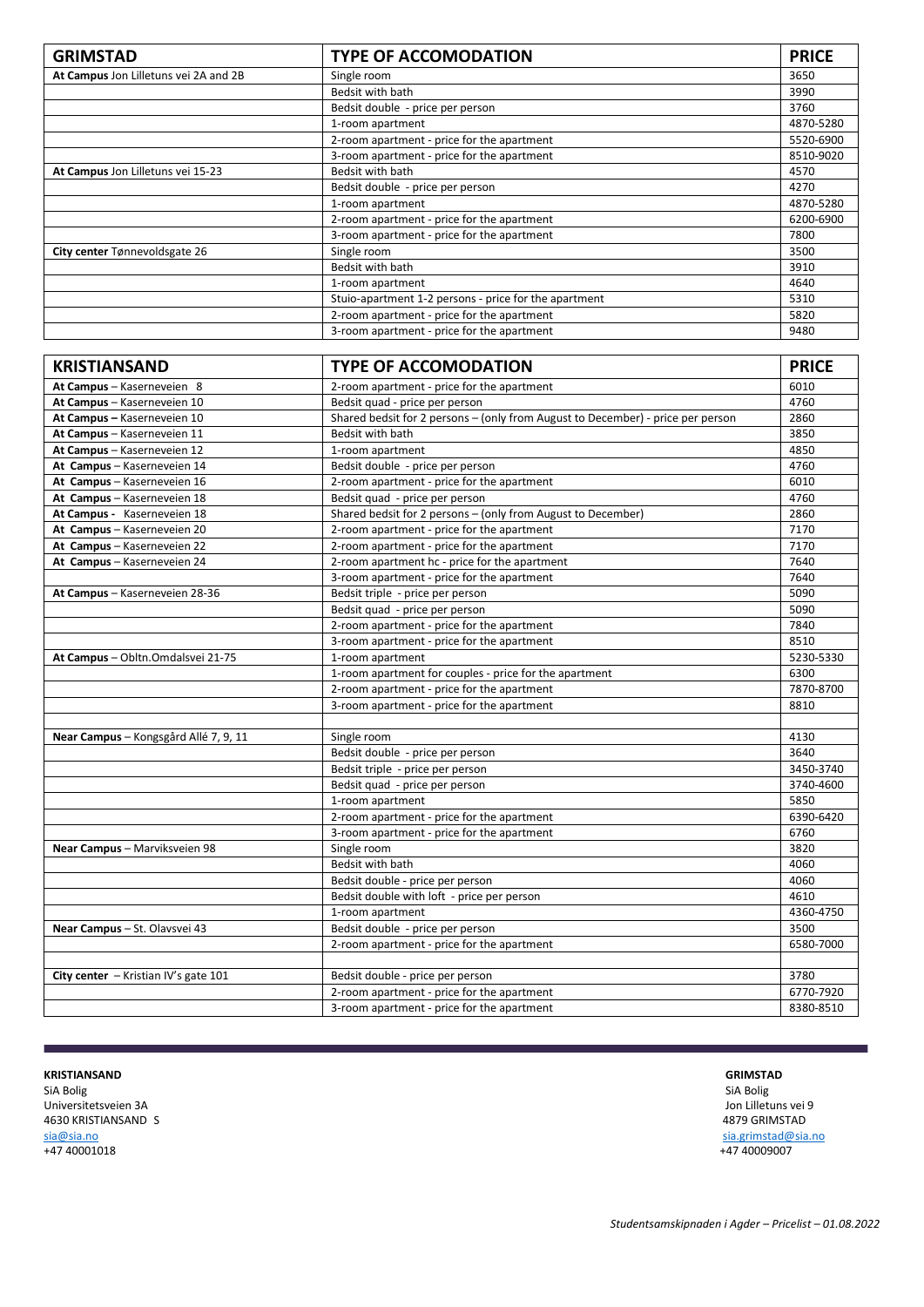| GRIMSTAD | TYPE OF ACCOMODATION | PRICE |
|---|---|---|
| **At Campus** Jon Lilletuns vei 2A and 2B | Single room | 3650 |
| | Bedsit with bath | 3990 |
| | Bedsit double - price per person | 3760 |
| | 1-room apartment | 4870-5280 |
| | 2-room apartment - price for the apartment | 5520-6900 |
| | 3-room apartment - price for the apartment | 8510-9020 |
| **At Campus** Jon Lilletuns vei 15-23 | Bedsit with bath | 4570 |
| | Bedsit double - price per person | 4270 |
| | 1-room apartment | 4870-5280 |
| | 2-room apartment - price for the apartment | 6200-6900 |
| | 3-room apartment - price for the apartment | 7800 |
| **City center** Tønnevoldsgate 26 | Single room | 3500 |
| | Bedsit with bath | 3910 |
| | 1-room apartment | 4640 |
| | Stuio-apartment 1-2 persons - price for the apartment | 5310 |
| | 2-room apartment - price for the apartment | 5820 |
| | 3-room apartment - price for the apartment | 9480 |

| KRISTIANSAND | TYPE OF ACCOMODATION | PRICE |
|---|---|---|
| **At Campus** – Kaserneveien 8 | 2-room apartment - price for the apartment | 6010 |
| **At Campus** – Kaserneveien 10 | Bedsit quad - price per person | 4760 |
| **At Campus –** Kaserneveien 10 | Shared bedsit for 2 persons – (only from August to December) - price per person | 2860 |
| **At Campus** – Kaserneveien 11 | Bedsit with bath | 3850 |
| **At Campus** – Kaserneveien 12 | 1-room apartment | 4850 |
| **At Campus** – Kaserneveien 14 | Bedsit double - price per person | 4760 |
| **At Campus** – Kaserneveien 16 | 2-room apartment - price for the apartment | 6010 |
| **At Campus** – Kaserneveien 18 | Bedsit quad - price per person | 4760 |
| **At Campus -** Kaserneveien 18 | Shared bedsit for 2 persons – (only from August to December) | 2860 |
| **At Campus** – Kaserneveien 20 | 2-room apartment - price for the apartment | 7170 |
| **At Campus** – Kaserneveien 22 | 2-room apartment - price for the apartment | 7170 |
| **At Campus** – Kaserneveien 24 | 2-room apartment hc - price for the apartment | 7640 |
| | 3-room apartment - price for the apartment | 7640 |
| **At Campus** – Kaserneveien 28-36 | Bedsit triple - price per person | 5090 |
| | Bedsit quad - price per person | 5090 |
| | 2-room apartment - price for the apartment | 7840 |
| | 3-room apartment - price for the apartment | 8510 |
| **At Campus** – Obltn.Omdalsvei 21-75 | 1-room apartment | 5230-5330 |
| | 1-room apartment for couples - price for the apartment | 6300 |
| | 2-room apartment - price for the apartment | 7870-8700 |
| | 3-room apartment - price for the apartment | 8810 |
| | | |
| **Near Campus** – Kongsgård Allé 7, 9, 11 | Single room | 4130 |
| | Bedsit double - price per person | 3640 |
| | Bedsit triple - price per person | 3450-3740 |
| | Bedsit quad - price per person | 3740-4600 |
| | 1-room apartment | 5850 |
| | 2-room apartment - price for the apartment | 6390-6420 |
| | 3-room apartment - price for the apartment | 6760 |
| **Near Campus** – Marviksveien 98 | Single room | 3820 |
| | Bedsit with bath | 4060 |
| | Bedsit double - price per person | 4060 |
| | Bedsit double with loft - price per person | 4610 |
| | 1-room apartment | 4360-4750 |
| **Near Campus** – St. Olavsvei 43 | Bedsit double - price per person | 3500 |
| | 2-room apartment - price for the apartment | 6580-7000 |
| | | |
| **City center** – Kristian IV's gate 101 | Bedsit double - price per person | 3780 |
| | 2-room apartment - price for the apartment | 6770-7920 |
| | 3-room apartment - price for the apartment | 8380-8510 |

**KRISTIANSAND**
SiA Bolig
Universitetsveien 3A
4630 KRISTIANSAND S
sia@sia.no
+47 40001018

**GRIMSTAD**
SiA Bolig
Jon Lilletuns vei 9
4879 GRIMSTAD
sia.grimstad@sia.no
+47 40009007

*Studentsamskipnaden i Agder – Pricelist – 01.08.2022*